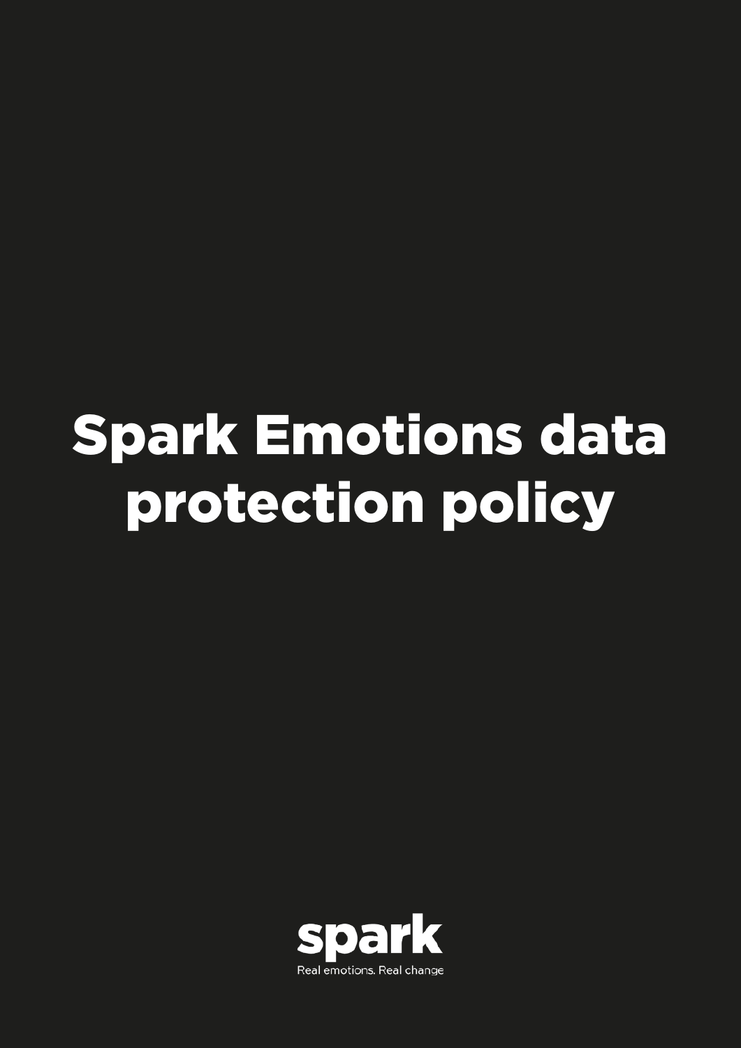# Spark Emotions data protection policy

spark

Real emotions. Real change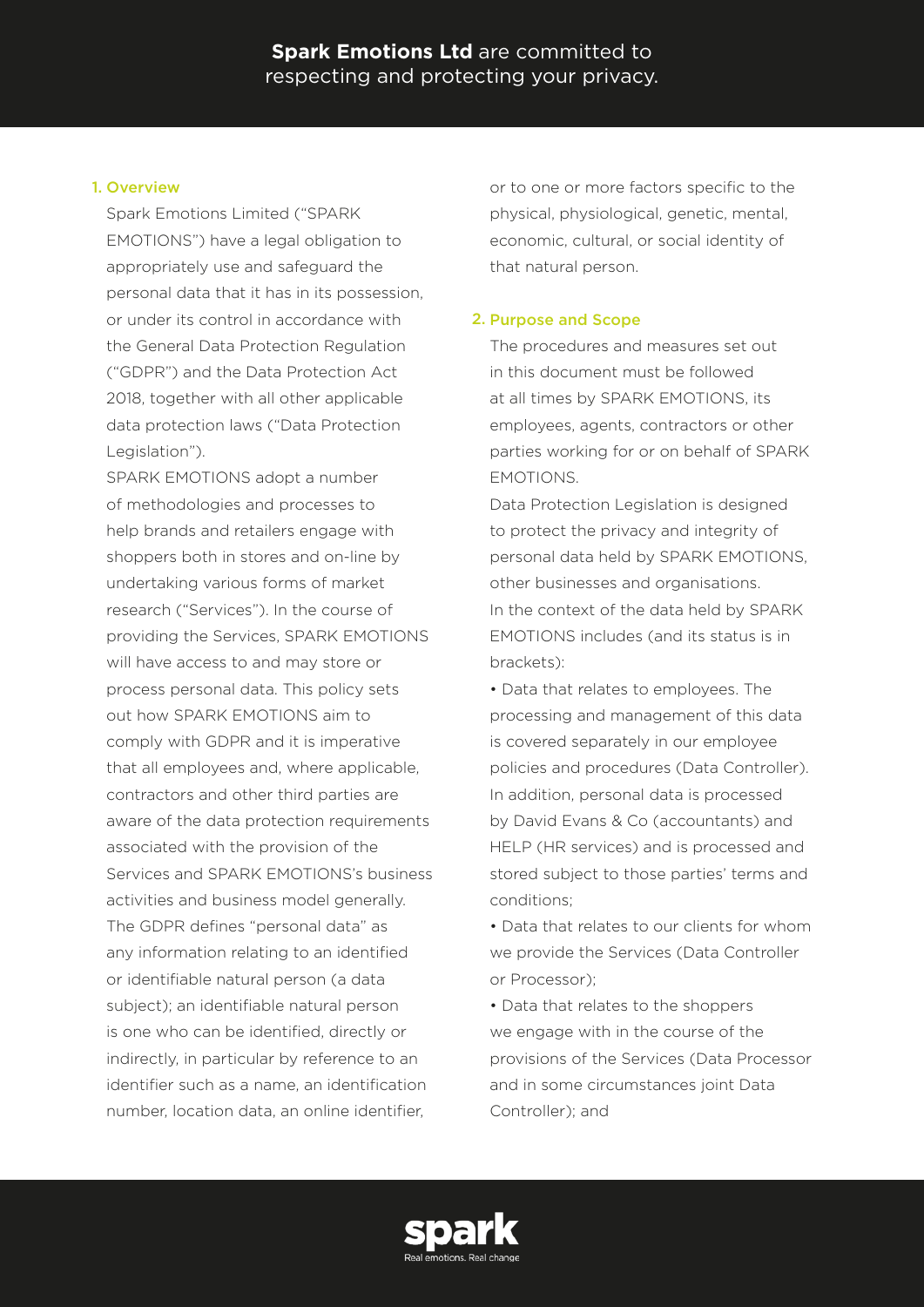**Spark Emotions Ltd** are committed to respecting and protecting your privacy.

## 1. Overview

Spark Emotions Limited ("SPARK EMOTIONS") have a legal obligation to appropriately use and safeguard the personal data that it has in its possession, or under its control in accordance with the General Data Protection Regulation ("GDPR") and the Data Protection Act 2018, together with all other applicable data protection laws ("Data Protection Legislation").

SPARK EMOTIONS adopt a number of methodologies and processes to help brands and retailers engage with shoppers both in stores and on-line by undertaking various forms of market research ("Services"). In the course of providing the Services, SPARK EMOTIONS will have access to and may store or process personal data. This policy sets out how SPARK EMOTIONS aim to comply with GDPR and it is imperative that all employees and, where applicable, contractors and other third parties are aware of the data protection requirements associated with the provision of the Services and SPARK EMOTIONS's business activities and business model generally.

The GDPR defines "personal data" as any information relating to an identified or identifiable natural person (a data subject); an identifiable natural person is one who can be identified, directly or indirectly, in particular by reference to an identifier such as a name, an identification number, location data, an online identifier, or to one or more factors specific to the physical, physiological, genetic, mental, economic, cultural, or social identity of that natural person.

## 2. Purpose and Scope

The procedures and measures set out in this document must be followed at all times by SPARK EMOTIONS, its employees, agents, contractors or other parties working for or on behalf of SPARK EMOTIONS.

Data Protection Legislation is designed to protect the privacy and integrity of personal data held by SPARK EMOTIONS, other businesses and organisations.

In the context of the data held by SPARK EMOTIONS includes (and its status is in brackets):

- Data that relates to employees. The processing and management of this data is covered separately in our employee policies and procedures (Data Controller). In addition, personal data is processed by David Evans & Co (accountants) and HELP (HR services) and is processed and stored subject to those parties' terms and conditions;
- Data that relates to our clients for whom we provide the Services (Data Controller or Processor);
- Data that relates to the shoppers we engage with in the course of the provisions of the Services (Data Processor and in some circumstances joint Data Controller); and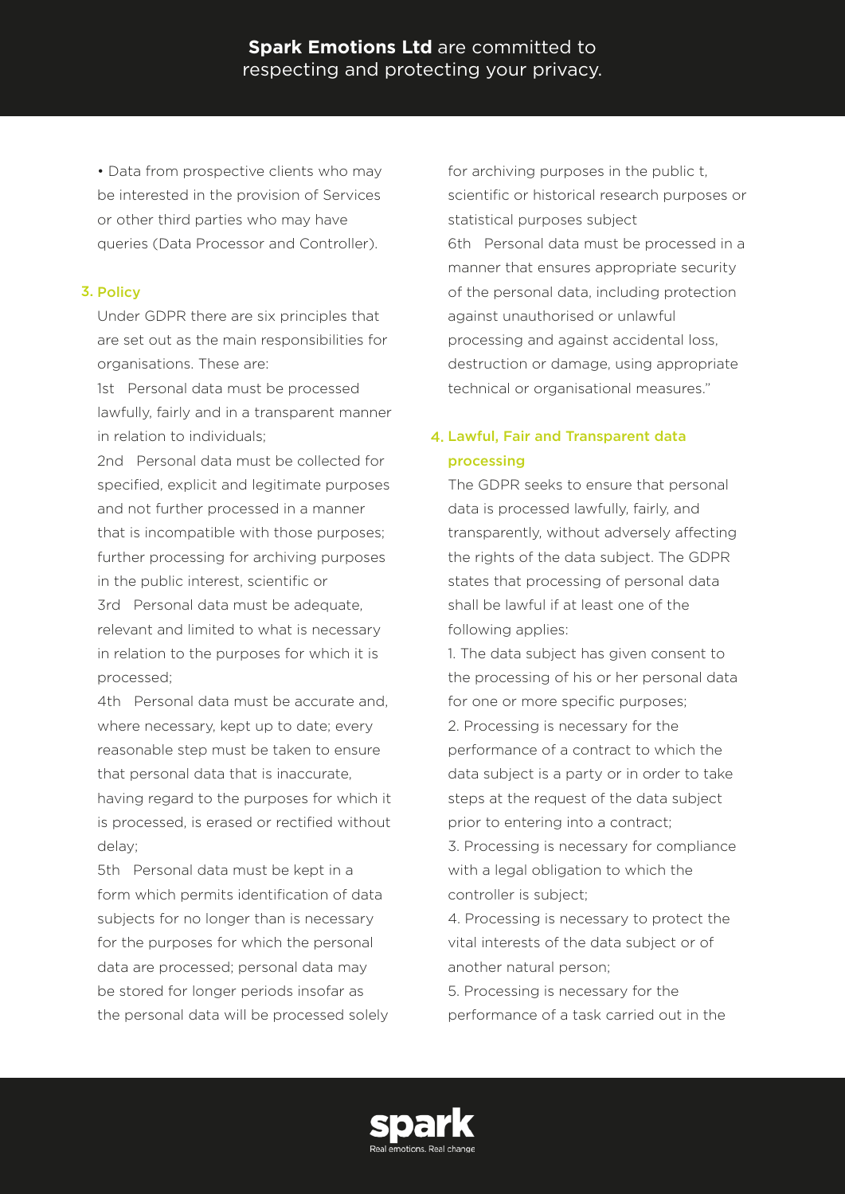• Data from prospective clients who may be interested in the provision of Services or other third parties who may have queries (Data Processor and Controller).

## 3. Policy

Under GDPR there are six principles that are set out as the main responsibilities for organisations. These are:

1st Personal data must be processed lawfully, fairly and in a transparent manner in relation to individuals;

2nd Personal data must be collected for specified, explicit and legitimate purposes and not further processed in a manner that is incompatible with those purposes; further processing for archiving purposes in the public interest, scientific or

3rd Personal data must be adequate, relevant and limited to what is necessary in relation to the purposes for which it is processed;

4th Personal data must be accurate and, where necessary, kept up to date; every reasonable step must be taken to ensure that personal data that is inaccurate, having regard to the purposes for which it is processed, is erased or rectified without delay;

5th Personal data must be kept in a form which permits identification of data subjects for no longer than is necessary for the purposes for which the personal data are processed; personal data may be stored for longer periods insofar as the personal data will be processed solely for archiving purposes in the public t, scientific or historical research purposes or statistical purposes subject

6th Personal data must be processed in a manner that ensures appropriate security of the personal data, including protection against unauthorised or unlawful processing and against accidental loss, destruction or damage, using appropriate technical or organisational measures."

## 4. Lawful, Fair and Transparent data processing

The GDPR seeks to ensure that personal data is processed lawfully, fairly, and transparently, without adversely affecting the rights of the data subject. The GDPR states that processing of personal data shall be lawful if at least one of the following applies:

1. The data subject has given consent to the processing of his or her personal data for one or more specific purposes;
2. Processing is necessary for the performance of a contract to which the data subject is a party or in order to take steps at the request of the data subject prior to entering into a contract;
3. Processing is necessary for compliance with a legal obligation to which the controller is subject;
4. Processing is necessary to protect the vital interests of the data subject or of another natural person;
5. Processing is necessary for the performance of a task carried out in the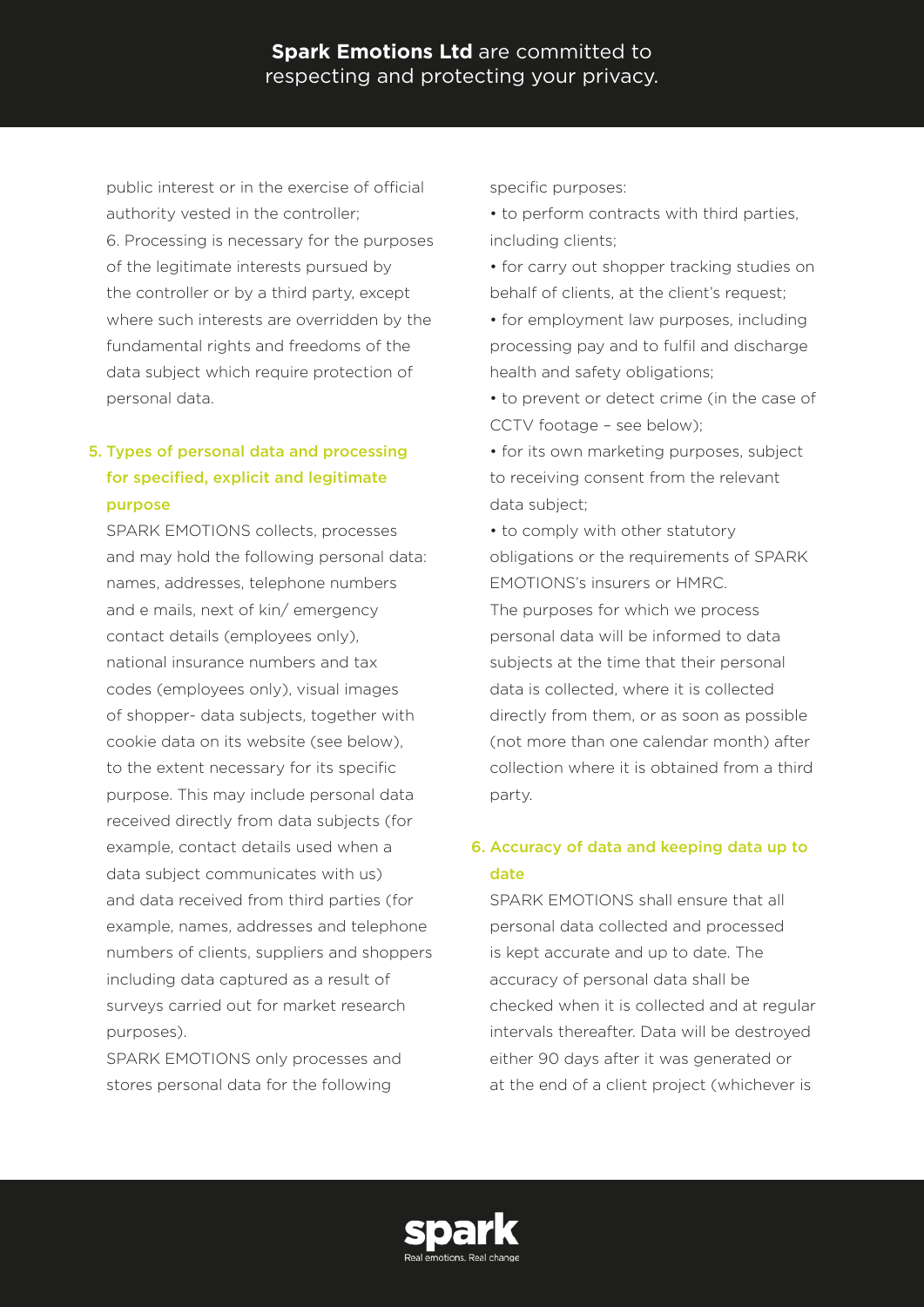public interest or in the exercise of official authority vested in the controller;

6. Processing is necessary for the purposes of the legitimate interests pursued by the controller or by a third party, except where such interests are overridden by the fundamental rights and freedoms of the data subject which require protection of personal data.

## 5. Types of personal data and processing for specified, explicit and legitimate purpose

SPARK EMOTIONS collects, processes and may hold the following personal data: names, addresses, telephone numbers and e mails, next of kin/ emergency contact details (employees only), national insurance numbers and tax codes (employees only), visual images of shopper- data subjects, together with cookie data on its website (see below), to the extent necessary for its specific purpose. This may include personal data received directly from data subjects (for example, contact details used when a data subject communicates with us) and data received from third parties (for example, names, addresses and telephone numbers of clients, suppliers and shoppers including data captured as a result of surveys carried out for market research purposes).

SPARK EMOTIONS only processes and stores personal data for the following specific purposes:

- to perform contracts with third parties, including clients;
- for carry out shopper tracking studies on behalf of clients, at the client's request;
- for employment law purposes, including processing pay and to fulfil and discharge health and safety obligations;
- to prevent or detect crime (in the case of CCTV footage – see below);
- for its own marketing purposes, subject to receiving consent from the relevant data subject;
- to comply with other statutory obligations or the requirements of SPARK EMOTIONS's insurers or HMRC.

The purposes for which we process personal data will be informed to data subjects at the time that their personal data is collected, where it is collected directly from them, or as soon as possible (not more than one calendar month) after collection where it is obtained from a third party.

## 6. Accuracy of data and keeping data up to date

SPARK EMOTIONS shall ensure that all personal data collected and processed is kept accurate and up to date. The accuracy of personal data shall be checked when it is collected and at regular intervals thereafter. Data will be destroyed either 90 days after it was generated or at the end of a client project (whichever is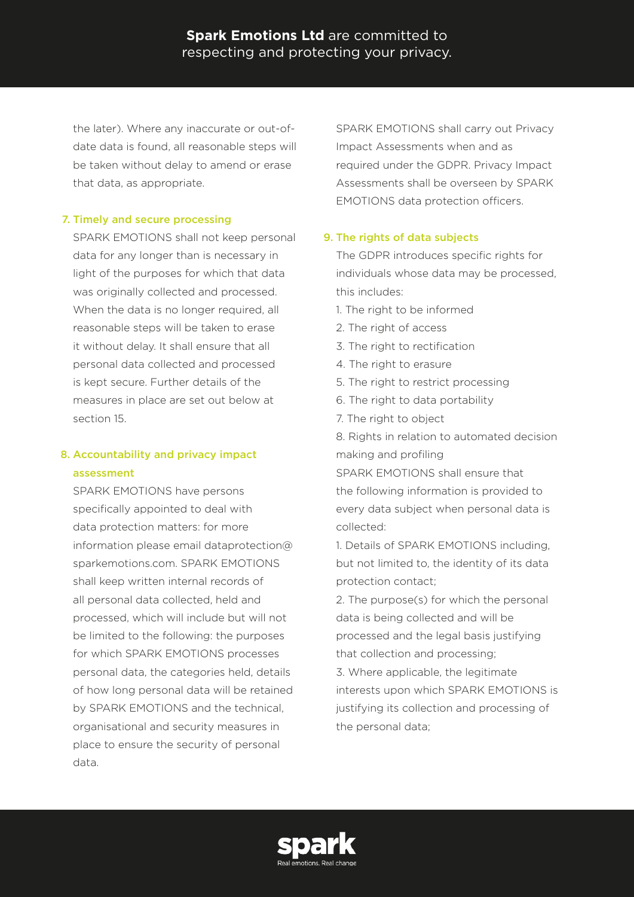the later). Where any inaccurate or out-of-date data is found, all reasonable steps will be taken without delay to amend or erase that data, as appropriate.

### 7. Timely and secure processing

SPARK EMOTIONS shall not keep personal data for any longer than is necessary in light of the purposes for which that data was originally collected and processed. When the data is no longer required, all reasonable steps will be taken to erase it without delay. It shall ensure that all personal data collected and processed is kept secure. Further details of the measures in place are set out below at section 15.

### 8. Accountability and privacy impact assessment

SPARK EMOTIONS have persons specifically appointed to deal with data protection matters: for more information please email dataprotection@sparkemotions.com. SPARK EMOTIONS shall keep written internal records of all personal data collected, held and processed, which will include but will not be limited to the following: the purposes for which SPARK EMOTIONS processes personal data, the categories held, details of how long personal data will be retained by SPARK EMOTIONS and the technical, organisational and security measures in place to ensure the security of personal data.

SPARK EMOTIONS shall carry out Privacy Impact Assessments when and as required under the GDPR. Privacy Impact Assessments shall be overseen by SPARK EMOTIONS data protection officers.

### 9. The rights of data subjects

The GDPR introduces specific rights for individuals whose data may be processed, this includes:

1. The right to be informed
2. The right of access
3. The right to rectification
4. The right to erasure
5. The right to restrict processing
6. The right to data portability
7. The right to object
8. Rights in relation to automated decision making and profiling

SPARK EMOTIONS shall ensure that the following information is provided to every data subject when personal data is collected:

1. Details of SPARK EMOTIONS including, but not limited to, the identity of its data protection contact;
2. The purpose(s) for which the personal data is being collected and will be processed and the legal basis justifying that collection and processing;
3. Where applicable, the legitimate interests upon which SPARK EMOTIONS is justifying its collection and processing of the personal data;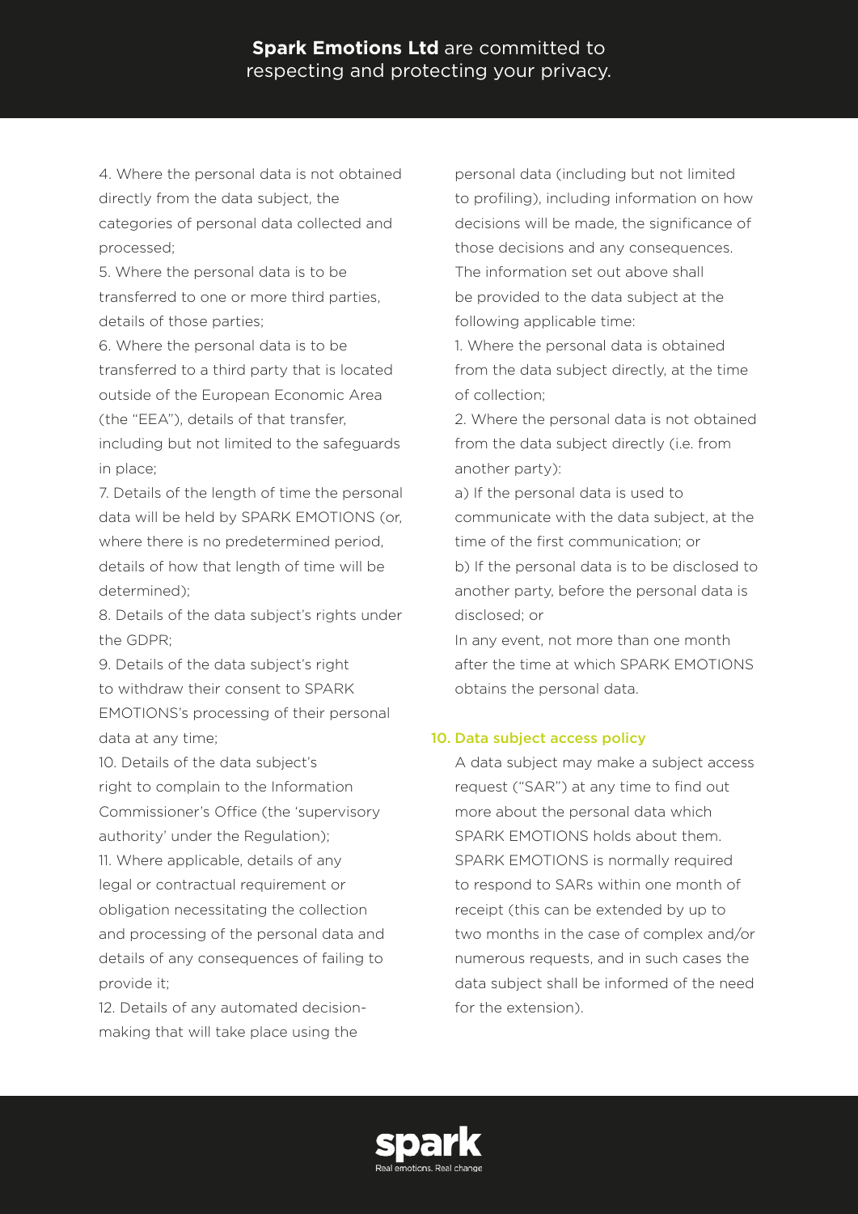4. Where the personal data is not obtained directly from the data subject, the categories of personal data collected and processed;

5. Where the personal data is to be transferred to one or more third parties, details of those parties;

6. Where the personal data is to be transferred to a third party that is located outside of the European Economic Area (the "EEA"), details of that transfer, including but not limited to the safeguards in place;

7. Details of the length of time the personal data will be held by SPARK EMOTIONS (or, where there is no predetermined period, details of how that length of time will be determined);

8. Details of the data subject's rights under the GDPR;

9. Details of the data subject's right to withdraw their consent to SPARK EMOTIONS's processing of their personal data at any time;

10. Details of the data subject's right to complain to the Information Commissioner's Office (the 'supervisory authority' under the Regulation);

11. Where applicable, details of any legal or contractual requirement or obligation necessitating the collection and processing of the personal data and details of any consequences of failing to provide it;

12. Details of any automated decision-making that will take place using the personal data (including but not limited to profiling), including information on how decisions will be made, the significance of those decisions and any consequences.

The information set out above shall be provided to the data subject at the following applicable time:

1. Where the personal data is obtained from the data subject directly, at the time of collection;

2. Where the personal data is not obtained from the data subject directly (i.e. from another party):

a) If the personal data is used to communicate with the data subject, at the time of the first communication; or

b) If the personal data is to be disclosed to another party, before the personal data is disclosed; or

In any event, not more than one month after the time at which SPARK EMOTIONS obtains the personal data.

## 10. Data subject access policy

A data subject may make a subject access request ("SAR") at any time to find out more about the personal data which SPARK EMOTIONS holds about them. SPARK EMOTIONS is normally required to respond to SARs within one month of receipt (this can be extended by up to two months in the case of complex and/or numerous requests, and in such cases the data subject shall be informed of the need for the extension).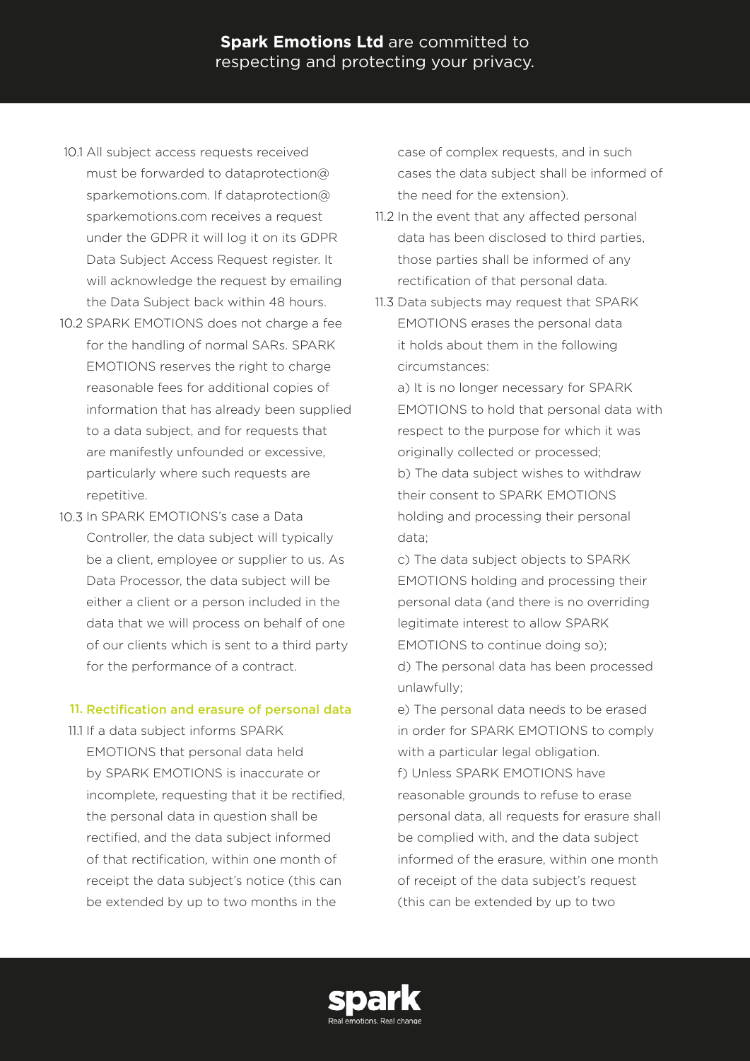10.1 All subject access requests received must be forwarded to dataprotection@sparkemotions.com. If dataprotection@sparkemotions.com receives a request under the GDPR it will log it on its GDPR Data Subject Access Request register. It will acknowledge the request by emailing the Data Subject back within 48 hours.

10.2 SPARK EMOTIONS does not charge a fee for the handling of normal SARs. SPARK EMOTIONS reserves the right to charge reasonable fees for additional copies of information that has already been supplied to a data subject, and for requests that are manifestly unfounded or excessive, particularly where such requests are repetitive.

10.3 In SPARK EMOTIONS's case a Data Controller, the data subject will typically be a client, employee or supplier to us. As Data Processor, the data subject will be either a client or a person included in the data that we will process on behalf of one of our clients which is sent to a third party for the performance of a contract.

## 11. Rectification and erasure of personal data

11.1 If a data subject informs SPARK EMOTIONS that personal data held by SPARK EMOTIONS is inaccurate or incomplete, requesting that it be rectified, the personal data in question shall be rectified, and the data subject informed of that rectification, within one month of receipt the data subject's notice (this can be extended by up to two months in the case of complex requests, and in such cases the data subject shall be informed of the need for the extension).

11.2 In the event that any affected personal data has been disclosed to third parties, those parties shall be informed of any rectification of that personal data.

11.3 Data subjects may request that SPARK EMOTIONS erases the personal data it holds about them in the following circumstances:

a) It is no longer necessary for SPARK EMOTIONS to hold that personal data with respect to the purpose for which it was originally collected or processed;

b) The data subject wishes to withdraw their consent to SPARK EMOTIONS holding and processing their personal data;

c) The data subject objects to SPARK EMOTIONS holding and processing their personal data (and there is no overriding legitimate interest to allow SPARK EMOTIONS to continue doing so);

d) The personal data has been processed unlawfully;

e) The personal data needs to be erased in order for SPARK EMOTIONS to comply with a particular legal obligation.

f) Unless SPARK EMOTIONS have reasonable grounds to refuse to erase personal data, all requests for erasure shall be complied with, and the data subject informed of the erasure, within one month of receipt of the data subject's request (this can be extended by up to two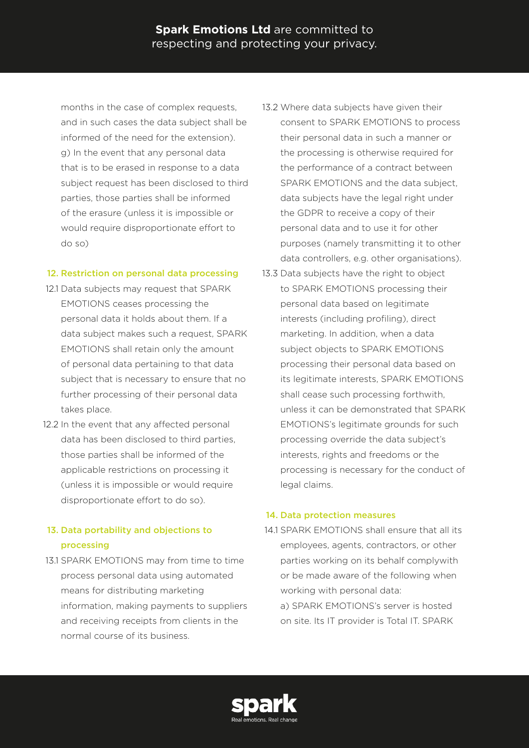months in the case of complex requests, and in such cases the data subject shall be informed of the need for the extension).

g) In the event that any personal data that is to be erased in response to a data subject request has been disclosed to third parties, those parties shall be informed of the erasure (unless it is impossible or would require disproportionate effort to do so)

## 12. Restriction on personal data processing

12.1 Data subjects may request that SPARK EMOTIONS ceases processing the personal data it holds about them. If a data subject makes such a request, SPARK EMOTIONS shall retain only the amount of personal data pertaining to that data subject that is necessary to ensure that no further processing of their personal data takes place.

12.2 In the event that any affected personal data has been disclosed to third parties, those parties shall be informed of the applicable restrictions on processing it (unless it is impossible or would require disproportionate effort to do so).

## 13. Data portability and objections to processing

13.1 SPARK EMOTIONS may from time to time process personal data using automated means for distributing marketing information, making payments to suppliers and receiving receipts from clients in the normal course of its business.

13.2 Where data subjects have given their consent to SPARK EMOTIONS to process their personal data in such a manner or the processing is otherwise required for the performance of a contract between SPARK EMOTIONS and the data subject, data subjects have the legal right under the GDPR to receive a copy of their personal data and to use it for other purposes (namely transmitting it to other data controllers, e.g. other organisations).

13.3 Data subjects have the right to object to SPARK EMOTIONS processing their personal data based on legitimate interests (including profiling), direct marketing. In addition, when a data subject objects to SPARK EMOTIONS processing their personal data based on its legitimate interests, SPARK EMOTIONS shall cease such processing forthwith, unless it can be demonstrated that SPARK EMOTIONS's legitimate grounds for such processing override the data subject's interests, rights and freedoms or the processing is necessary for the conduct of legal claims.

## 14. Data protection measures

14.1 SPARK EMOTIONS shall ensure that all its employees, agents, contractors, or other parties working on its behalf complywith or be made aware of the following when working with personal data:

a) SPARK EMOTIONS's server is hosted on site. Its IT provider is Total IT. SPARK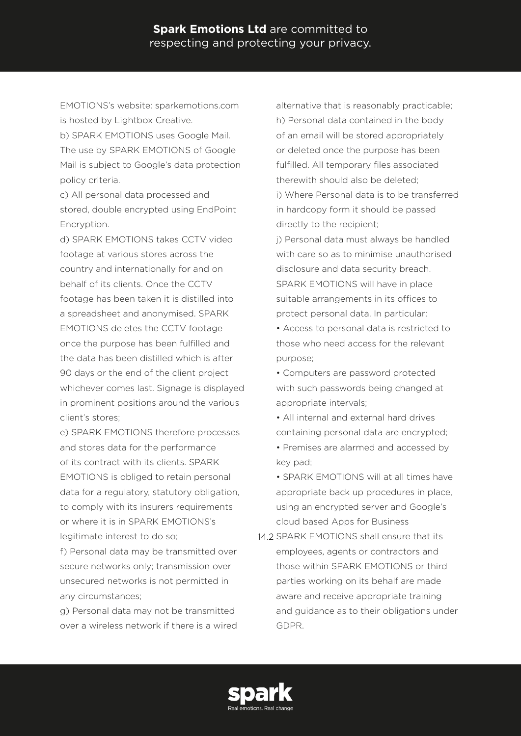EMOTIONS's website: sparkemotions.com is hosted by Lightbox Creative.

b) SPARK EMOTIONS uses Google Mail. The use by SPARK EMOTIONS of Google Mail is subject to Google's data protection policy criteria.

c) All personal data processed and stored, double encrypted using EndPoint Encryption.

d) SPARK EMOTIONS takes CCTV video footage at various stores across the country and internationally for and on behalf of its clients. Once the CCTV footage has been taken it is distilled into a spreadsheet and anonymised. SPARK EMOTIONS deletes the CCTV footage once the purpose has been fulfilled and the data has been distilled which is after 90 days or the end of the client project whichever comes last. Signage is displayed in prominent positions around the various client's stores;

e) SPARK EMOTIONS therefore processes and stores data for the performance of its contract with its clients. SPARK EMOTIONS is obliged to retain personal data for a regulatory, statutory obligation, to comply with its insurers requirements or where it is in SPARK EMOTIONS's legitimate interest to do so;

f) Personal data may be transmitted over secure networks only; transmission over unsecured networks is not permitted in any circumstances;

g) Personal data may not be transmitted over a wireless network if there is a wired alternative that is reasonably practicable;

h) Personal data contained in the body of an email will be stored appropriately or deleted once the purpose has been fulfilled. All temporary files associated therewith should also be deleted;

i) Where Personal data is to be transferred in hardcopy form it should be passed directly to the recipient;

j) Personal data must always be handled with care so as to minimise unauthorised disclosure and data security breach. SPARK EMOTIONS will have in place suitable arrangements in its offices to protect personal data. In particular:

- Access to personal data is restricted to those who need access for the relevant purpose;
- Computers are password protected with such passwords being changed at appropriate intervals;
- All internal and external hard drives containing personal data are encrypted;
- Premises are alarmed and accessed by key pad;
- SPARK EMOTIONS will at all times have appropriate back up procedures in place, using an encrypted server and Google's cloud based Apps for Business

14.2 SPARK EMOTIONS shall ensure that its employees, agents or contractors and those within SPARK EMOTIONS or third parties working on its behalf are made aware and receive appropriate training and guidance as to their obligations under GDPR.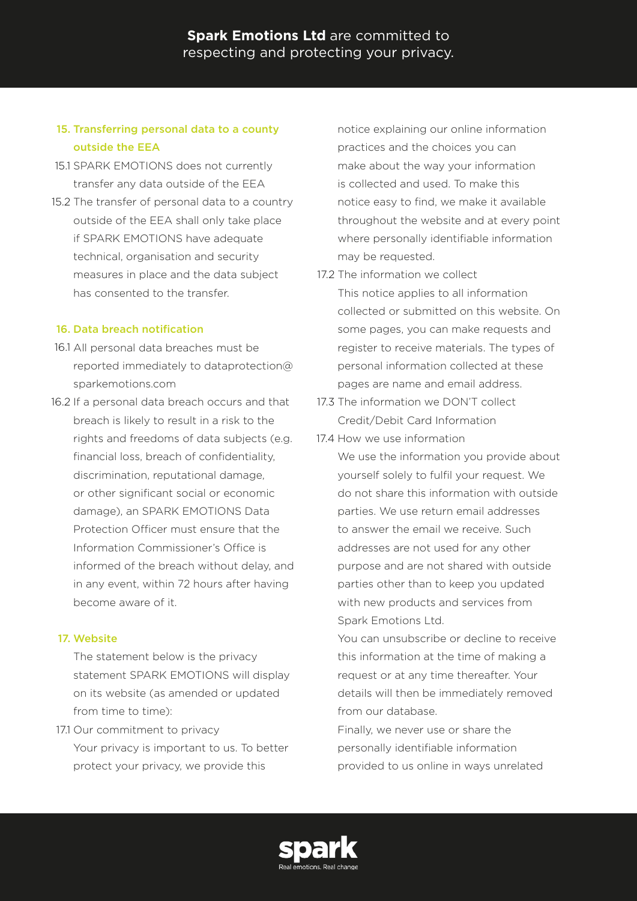## 15. Transferring personal data to a county outside the EEA

15.1 SPARK EMOTIONS does not currently transfer any data outside of the EEA

15.2 The transfer of personal data to a country outside of the EEA shall only take place if SPARK EMOTIONS have adequate technical, organisation and security measures in place and the data subject has consented to the transfer.

## 16. Data breach notification

16.1 All personal data breaches must be reported immediately to dataprotection@sparkemotions.com

16.2 If a personal data breach occurs and that breach is likely to result in a risk to the rights and freedoms of data subjects (e.g. financial loss, breach of confidentiality, discrimination, reputational damage, or other significant social or economic damage), an SPARK EMOTIONS Data Protection Officer must ensure that the Information Commissioner's Office is informed of the breach without delay, and in any event, within 72 hours after having become aware of it.

## 17. Website

The statement below is the privacy statement SPARK EMOTIONS will display on its website (as amended or updated from time to time):

17.1 Our commitment to privacy

Your privacy is important to us. To better protect your privacy, we provide this notice explaining our online information practices and the choices you can make about the way your information is collected and used. To make this notice easy to find, we make it available throughout the website and at every point where personally identifiable information may be requested.

17.2 The information we collect

This notice applies to all information collected or submitted on this website. On some pages, you can make requests and register to receive materials. The types of personal information collected at these pages are name and email address.

17.3 The information we DON'T collect

Credit/Debit Card Information

17.4 How we use information

We use the information you provide about yourself solely to fulfil your request. We do not share this information with outside parties. We use return email addresses to answer the email we receive. Such addresses are not used for any other purpose and are not shared with outside parties other than to keep you updated with new products and services from Spark Emotions Ltd.

You can unsubscribe or decline to receive this information at the time of making a request or at any time thereafter. Your details will then be immediately removed from our database.

Finally, we never use or share the personally identifiable information provided to us online in ways unrelated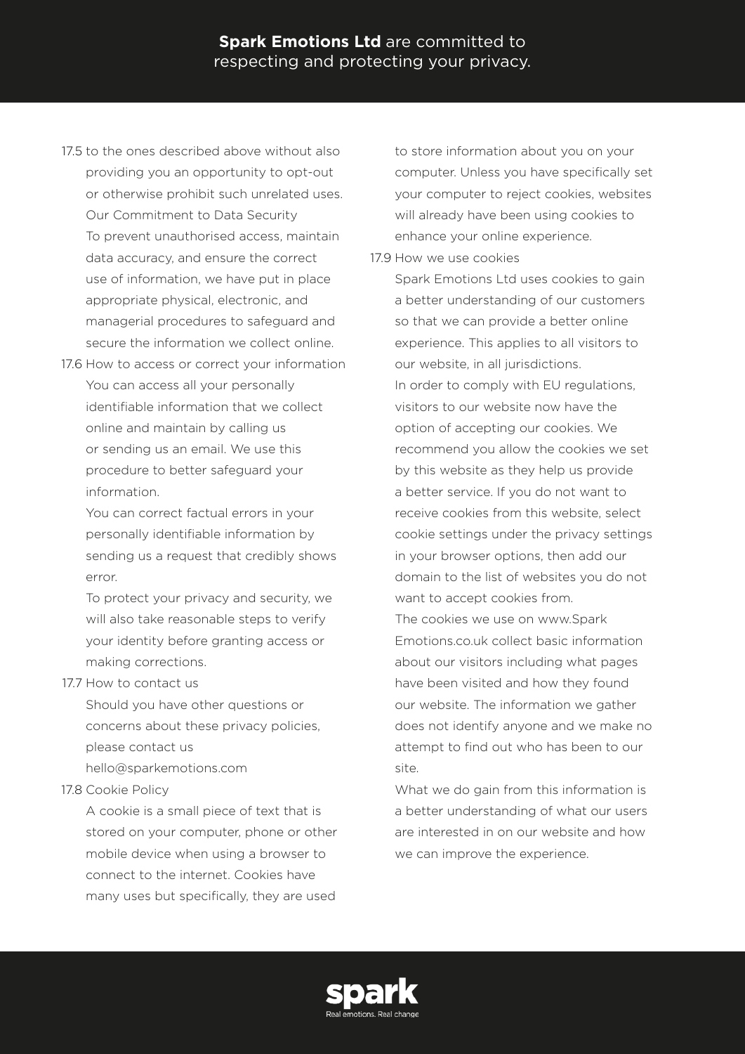17.5 to the ones described above without also providing you an opportunity to opt-out or otherwise prohibit such unrelated uses.

Our Commitment to Data Security

To prevent unauthorised access, maintain data accuracy, and ensure the correct use of information, we have put in place appropriate physical, electronic, and managerial procedures to safeguard and secure the information we collect online.

17.6 How to access or correct your information

You can access all your personally identifiable information that we collect online and maintain by calling us or sending us an email. We use this procedure to better safeguard your information.

You can correct factual errors in your personally identifiable information by sending us a request that credibly shows error.

To protect your privacy and security, we will also take reasonable steps to verify your identity before granting access or making corrections.

17.7 How to contact us

Should you have other questions or concerns about these privacy policies, please contact us

hello@sparkemotions.com

17.8 Cookie Policy

A cookie is a small piece of text that is stored on your computer, phone or other mobile device when using a browser to connect to the internet. Cookies have many uses but specifically, they are used to store information about you on your computer. Unless you have specifically set your computer to reject cookies, websites will already have been using cookies to enhance your online experience.

17.9 How we use cookies

Spark Emotions Ltd uses cookies to gain a better understanding of our customers so that we can provide a better online experience. This applies to all visitors to our website, in all jurisdictions.

In order to comply with EU regulations, visitors to our website now have the option of accepting our cookies. We recommend you allow the cookies we set by this website as they help us provide a better service. If you do not want to receive cookies from this website, select cookie settings under the privacy settings in your browser options, then add our domain to the list of websites you do not want to accept cookies from.

The cookies we use on www.Spark Emotions.co.uk collect basic information about our visitors including what pages have been visited and how they found our website. The information we gather does not identify anyone and we make no attempt to find out who has been to our site.

What we do gain from this information is a better understanding of what our users are interested in on our website and how we can improve the experience.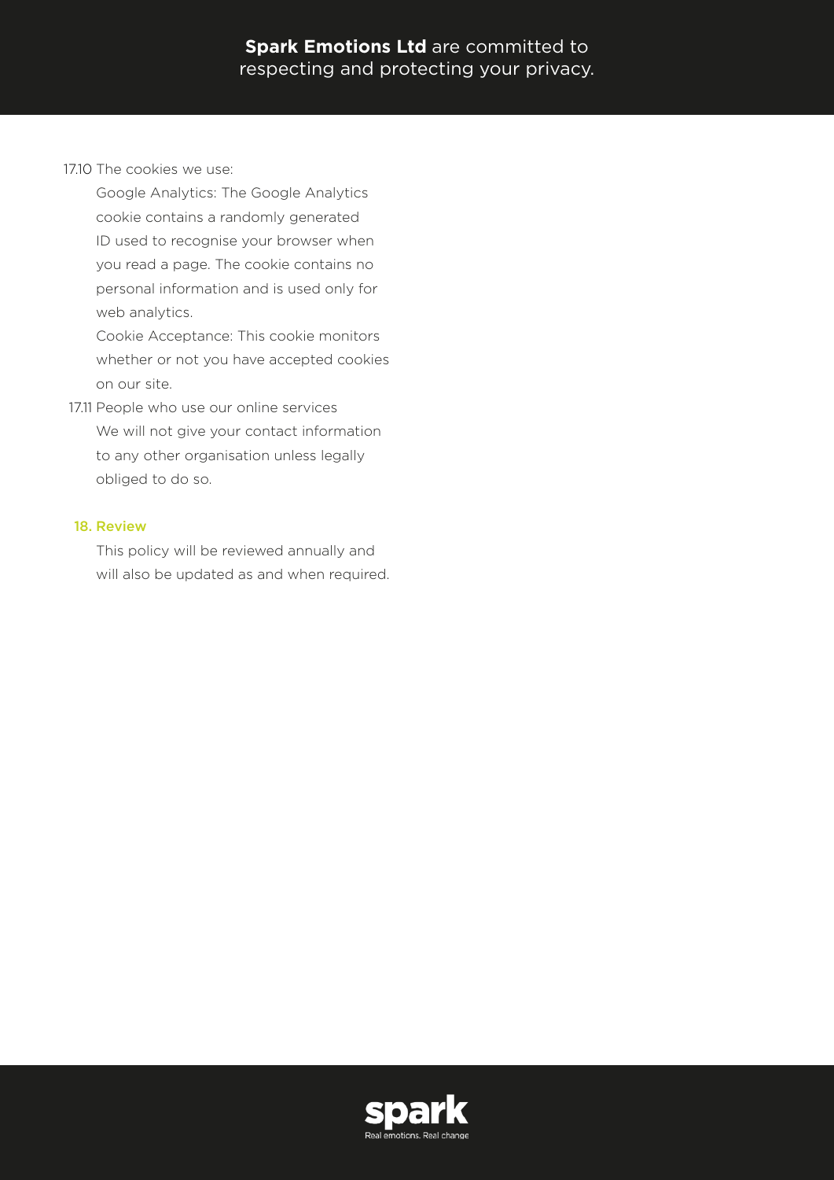17.10 The cookies we use:

Google Analytics: The Google Analytics cookie contains a randomly generated ID used to recognise your browser when you read a page. The cookie contains no personal information and is used only for web analytics.

Cookie Acceptance: This cookie monitors whether or not you have accepted cookies on our site.

17.11 People who use our online services

We will not give your contact information to any other organisation unless legally obliged to do so.

## 18. Review

This policy will be reviewed annually and will also be updated as and when required.